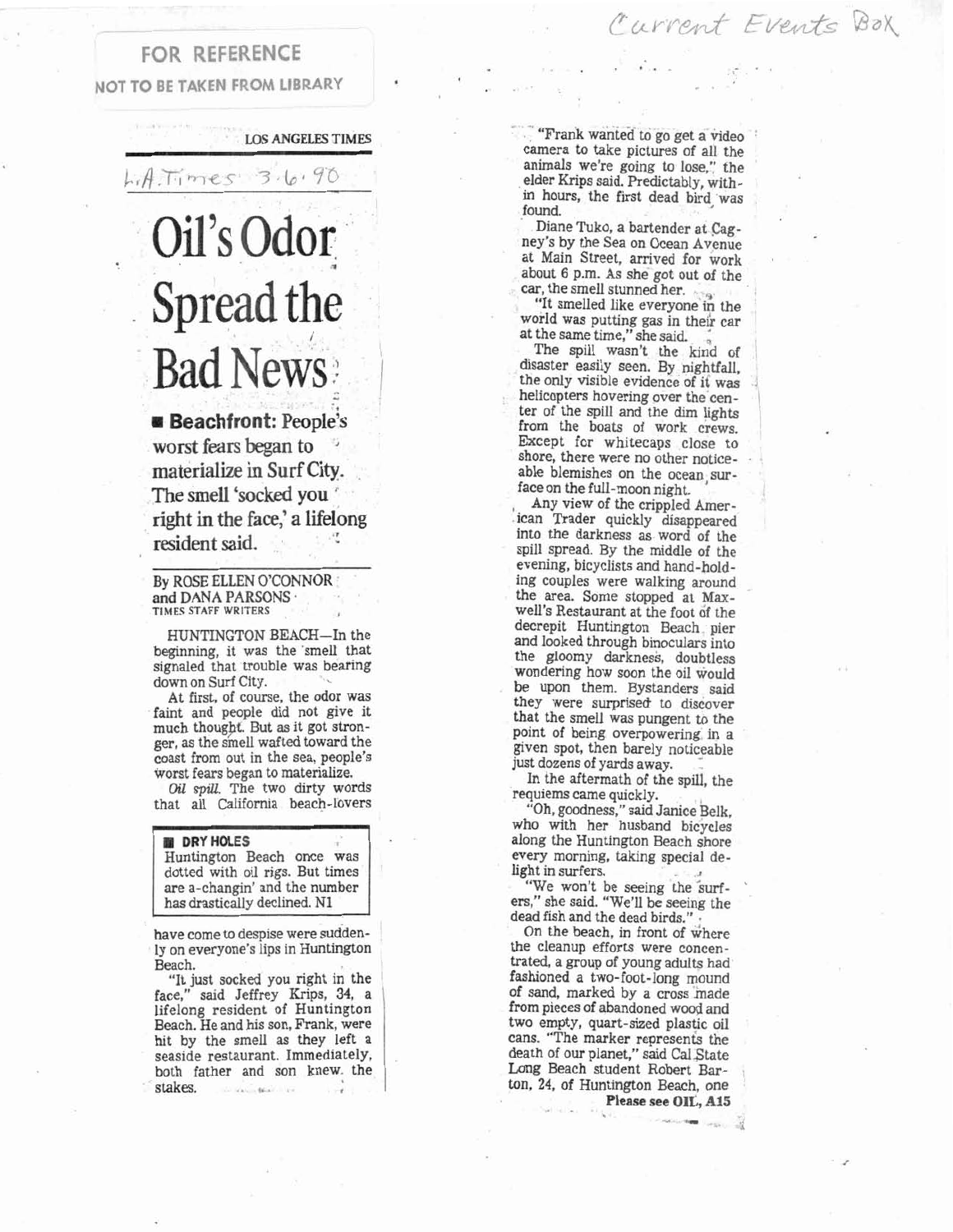Current Events Box

FOR REFERENCE
NOT TO BE TAKEN FROM LIBRARY

LOS ANGELES TIMES

L.A. Times 3.6.90

# Oil's Odor Spread the Bad News

■ **Beachfront:** People's worst fears began to materialize in Surf City. The smell 'socked you right in the face,' a lifelong resident said.

By ROSE ELLEN O'CONNOR and DANA PARSONS
TIMES STAFF WRITERS

HUNTINGTON BEACH—In the beginning, it was the smell that signaled that trouble was bearing down on Surf City.

At first, of course, the odor was faint and people did not give it much thought. But as it got stronger, as the smell wafted toward the coast from out in the sea, people's worst fears began to materialize.

*Oil spill.* The two dirty words that all California beach-lovers have come to despise were suddenly on everyone's lips in Huntington Beach.

> **DRY HOLES**
> Huntington Beach once was dotted with oil rigs. But times are a-changin' and the number has drastically declined. N1

"It just socked you right in the face," said Jeffrey Krips, 34, a lifelong resident of Huntington Beach. He and his son, Frank, were hit by the smell as they left a seaside restaurant. Immediately, both father and son knew the stakes.

"Frank wanted to go get a video camera to take pictures of all the animals we're going to lose," the elder Krips said. Predictably, within hours, the first dead bird was found.

Diane Tuko, a bartender at Cagney's by the Sea on Ocean Avenue at Main Street, arrived for work about 6 p.m. As she got out of the car, the smell stunned her.

"It smelled like everyone in the world was putting gas in their car at the same time," she said.

The spill wasn't the kind of disaster easily seen. By nightfall, the only visible evidence of it was helicopters hovering over the center of the spill and the dim lights from the boats of work crews. Except for whitecaps close to shore, there were no other noticeable blemishes on the ocean surface on the full-moon night.

Any view of the crippled American Trader quickly disappeared into the darkness as word of the spill spread. By the middle of the evening, bicyclists and hand-holding couples were walking around the area. Some stopped at Maxwell's Restaurant at the foot of the decrepit Huntington Beach pier and looked through binoculars into the gloomy darkness, doubtless wondering how soon the oil would be upon them. Bystanders said they were surprised to discover that the smell was pungent to the point of being overpowering in a given spot, then barely noticeable just dozens of yards away.

In the aftermath of the spill, the requiems came quickly.

"Oh, goodness," said Janice Belk, who with her husband bicycles along the Huntington Beach shore every morning, taking special delight in surfers.

"We won't be seeing the surfers," she said. "We'll be seeing the dead fish and the dead birds."

On the beach, in front of where the cleanup efforts were concentrated, a group of young adults had fashioned a two-foot-long mound of sand, marked by a cross made from pieces of abandoned wood and two empty, quart-sized plastic oil cans. "The marker represents the death of our planet," said Cal State Long Beach student Robert Barton, 24, of Huntington Beach, one

**Please see OIL, A15**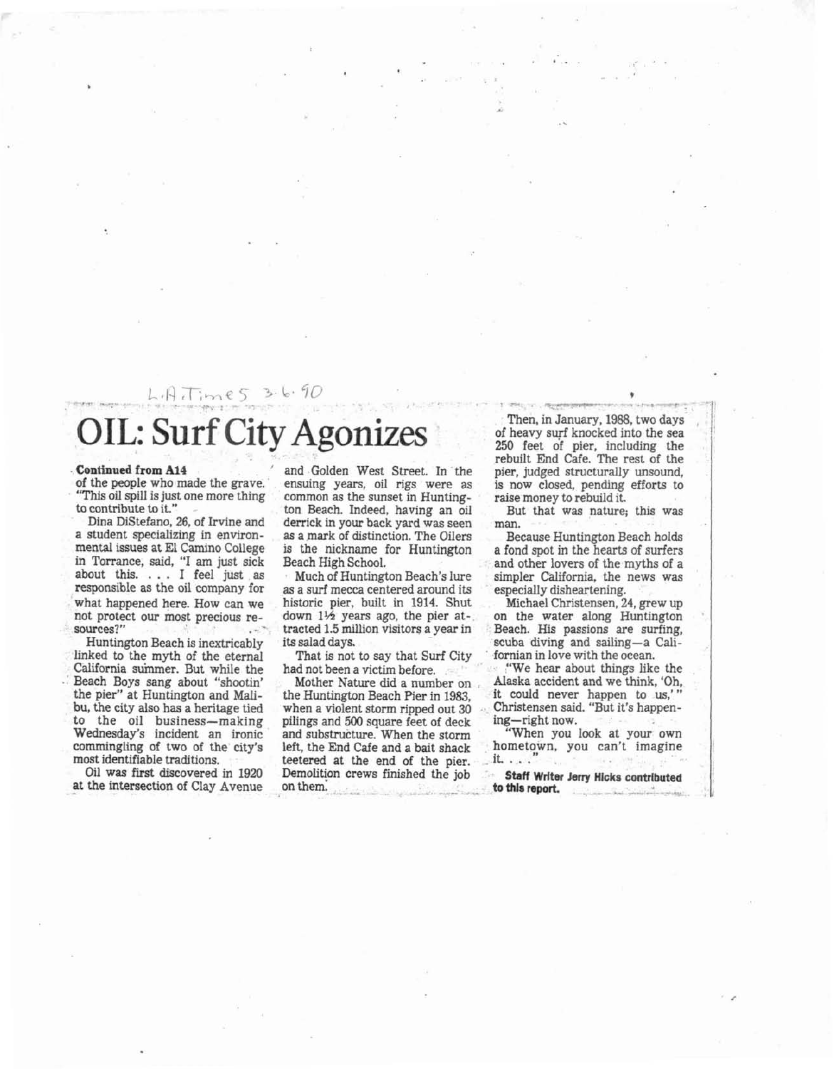L.A.Times 3.6.90

# OIL: Surf City Agonizes

**Continued from A14**

of the people who made the grave. "This oil spill is just one more thing to contribute to it."

Dina DiStefano, 26, of Irvine and a student specializing in environmental issues at El Camino College in Torrance, said, "I am just sick about this. . . . I feel just as responsible as the oil company for what happened here. How can we not protect our most precious resources?"

Huntington Beach is inextricably linked to the myth of the eternal California summer. But while the Beach Boys sang about "shootin' the pier" at Huntington and Malibu, the city also has a heritage tied to the oil business—making Wednesday's incident an ironic commingling of two of the city's most identifiable traditions.

Oil was first discovered in 1920 at the intersection of Clay Avenue and Golden West Street. In the ensuing years, oil rigs were as common as the sunset in Huntington Beach. Indeed, having an oil derrick in your back yard was seen as a mark of distinction. The Oilers is the nickname for Huntington Beach High School.

Much of Huntington Beach's lure as a surf mecca centered around its historic pier, built in 1914. Shut down 1½ years ago, the pier attracted 1.5 million visitors a year in its salad days.

That is not to say that Surf City had not been a victim before.

Mother Nature did a number on the Huntington Beach Pier in 1983, when a violent storm ripped out 30 pilings and 500 square feet of deck and substructure. When the storm left, the End Cafe and a bait shack teetered at the end of the pier. Demolition crews finished the job on them.

Then, in January, 1988, two days of heavy surf knocked into the sea 250 feet of pier, including the rebuilt End Cafe. The rest of the pier, judged structurally unsound, is now closed, pending efforts to raise money to rebuild it.

But that was nature; this was man.

Because Huntington Beach holds a fond spot in the hearts of surfers and other lovers of the myths of a simpler California, the news was especially disheartening.

Michael Christensen, 24, grew up on the water along Huntington Beach. His passions are surfing, scuba diving and sailing—a Californian in love with the ocean.

"We hear about things like the Alaska accident and we think, 'Oh, it could never happen to us,'" Christensen said. "But it's happening—right now.

"When you look at your own hometown, you can't imagine it. . . ."

**Staff Writer Jerry Hicks contributed to this report.**